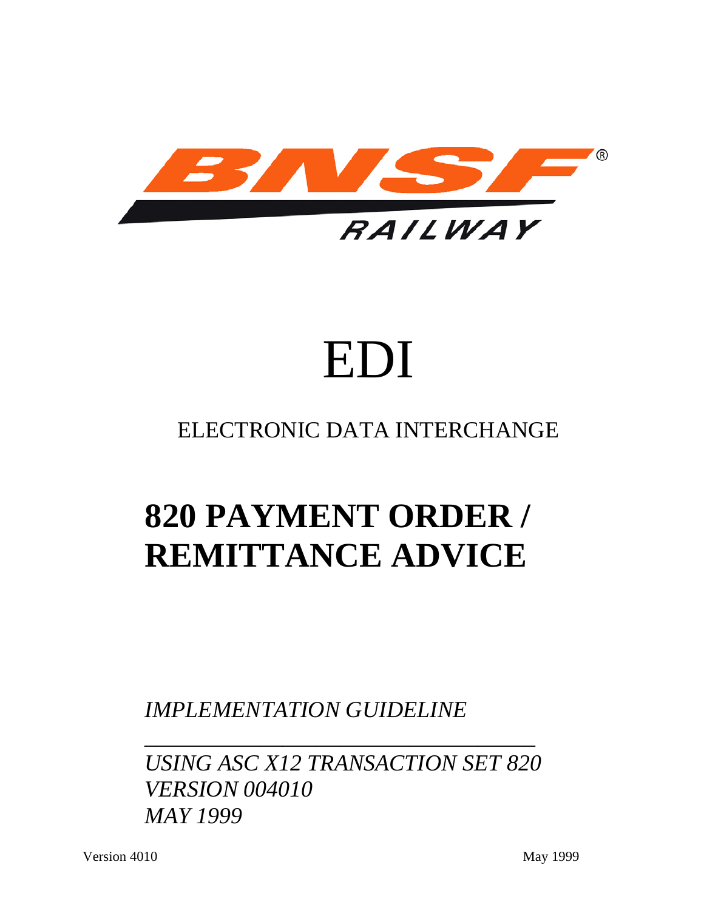BNSF® RAILWAY

# EDI

ELECTRONIC DATA INTERCHANGE

# 820 PAYMENT ORDER / REMITTANCE ADVICE

*IMPLEMENTATION GUIDELINE*

---

*USING ASC X12 TRANSACTION SET 820*
*VERSION 004010*
*MAY 1999*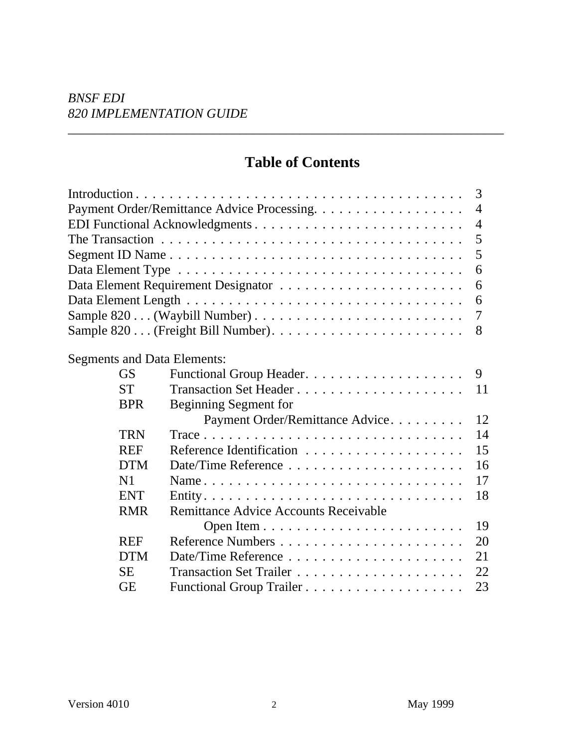# Table of Contents

| | |
|---|---|
| Introduction | 3 |
| Payment Order/Remittance Advice Processing | 4 |
| EDI Functional Acknowledgments | 4 |
| The Transaction | 5 |
| Segment ID Name | 5 |
| Data Element Type | 6 |
| Data Element Requirement Designator | 6 |
| Data Element Length | 6 |
| Sample 820 . . . (Waybill Number) | 7 |
| Sample 820 . . . (Freight Bill Number) | 8 |

Segments and Data Elements:

| | | |
|---|---|---|
| GS | Functional Group Header | 9 |
| ST | Transaction Set Header | 11 |
| BPR | Beginning Segment for Payment Order/Remittance Advice | 12 |
| TRN | Trace | 14 |
| REF | Reference Identification | 15 |
| DTM | Date/Time Reference | 16 |
| N1 | Name | 17 |
| ENT | Entity | 18 |
| RMR | Remittance Advice Accounts Receivable Open Item | 19 |
| REF | Reference Numbers | 20 |
| DTM | Date/Time Reference | 21 |
| SE | Transaction Set Trailer | 22 |
| GE | Functional Group Trailer | 23 |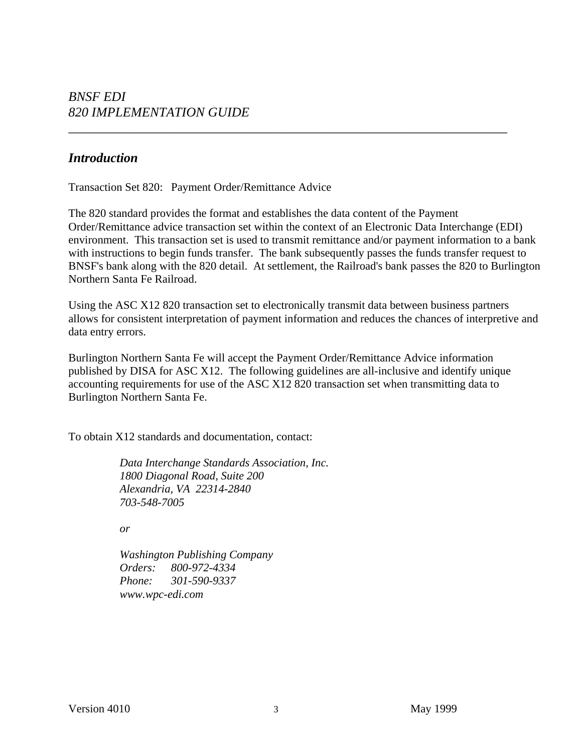## Introduction

Transaction Set 820: Payment Order/Remittance Advice

The 820 standard provides the format and establishes the data content of the Payment Order/Remittance advice transaction set within the context of an Electronic Data Interchange (EDI) environment. This transaction set is used to transmit remittance and/or payment information to a bank with instructions to begin funds transfer. The bank subsequently passes the funds transfer request to BNSF's bank along with the 820 detail. At settlement, the Railroad's bank passes the 820 to Burlington Northern Santa Fe Railroad.

Using the ASC X12 820 transaction set to electronically transmit data between business partners allows for consistent interpretation of payment information and reduces the chances of interpretive and data entry errors.

Burlington Northern Santa Fe will accept the Payment Order/Remittance Advice information published by DISA for ASC X12. The following guidelines are all-inclusive and identify unique accounting requirements for use of the ASC X12 820 transaction set when transmitting data to Burlington Northern Santa Fe.

To obtain X12 standards and documentation, contact:

*Data Interchange Standards Association, Inc.*
*1800 Diagonal Road, Suite 200*
*Alexandria, VA 22314-2840*
*703-548-7005*

*or*

*Washington Publishing Company*
*Orders: 800-972-4334*
*Phone: 301-590-9337*
*www.wpc-edi.com*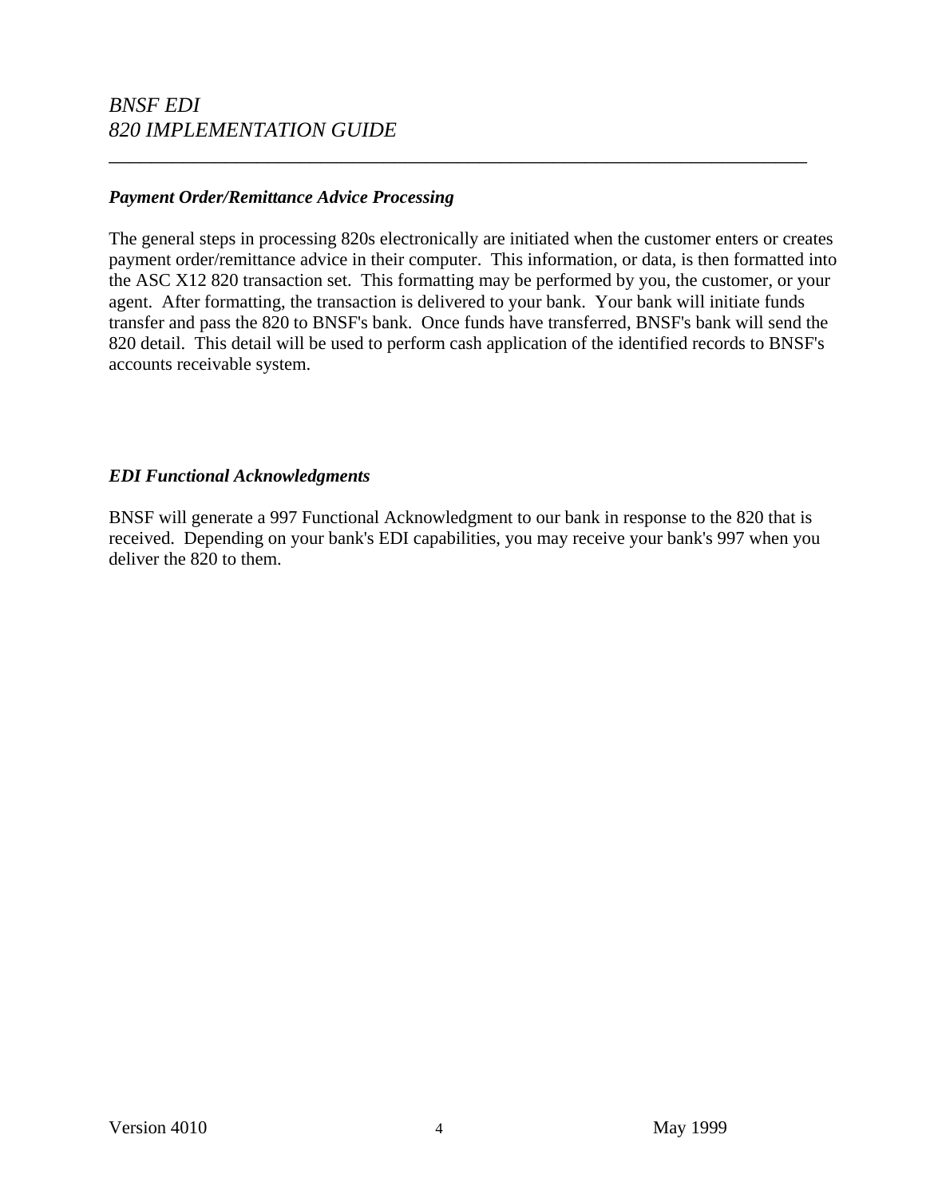### *Payment Order/Remittance Advice Processing*

The general steps in processing 820s electronically are initiated when the customer enters or creates payment order/remittance advice in their computer. This information, or data, is then formatted into the ASC X12 820 transaction set. This formatting may be performed by you, the customer, or your agent. After formatting, the transaction is delivered to your bank. Your bank will initiate funds transfer and pass the 820 to BNSF's bank. Once funds have transferred, BNSF's bank will send the 820 detail. This detail will be used to perform cash application of the identified records to BNSF's accounts receivable system.

### *EDI Functional Acknowledgments*

BNSF will generate a 997 Functional Acknowledgment to our bank in response to the 820 that is received. Depending on your bank's EDI capabilities, you may receive your bank's 997 when you deliver the 820 to them.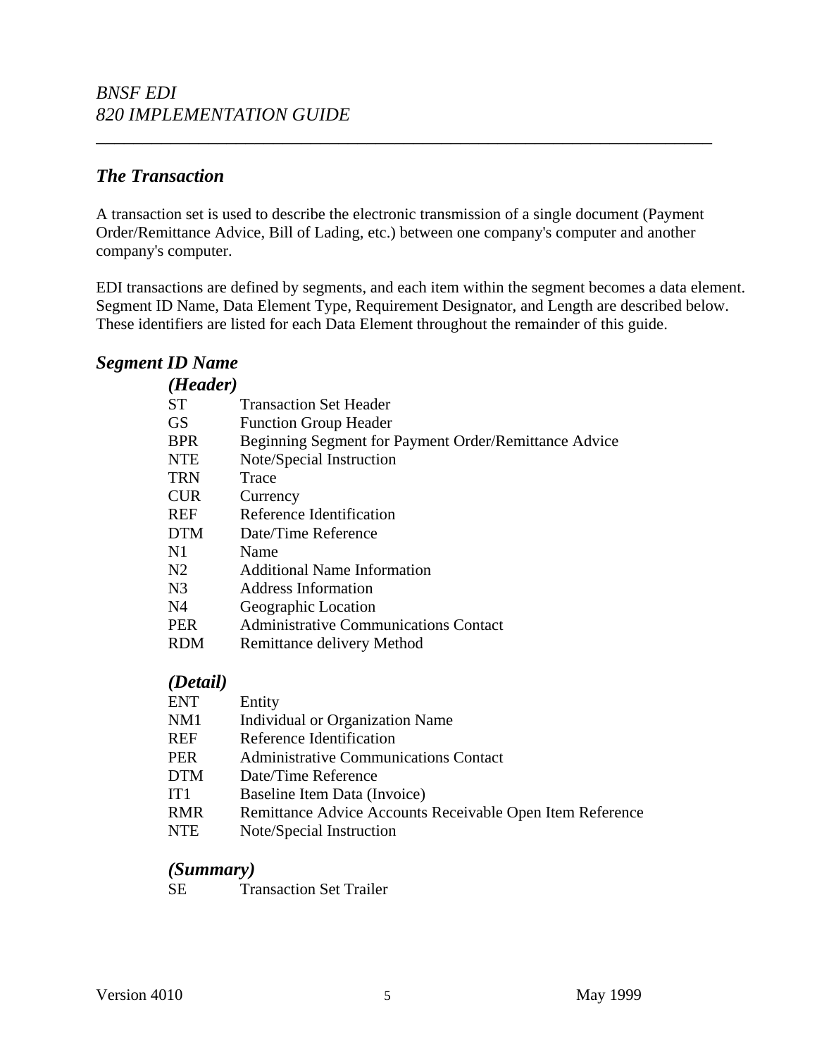## The Transaction

A transaction set is used to describe the electronic transmission of a single document (Payment Order/Remittance Advice, Bill of Lading, etc.) between one company's computer and another company's computer.

EDI transactions are defined by segments, and each item within the segment becomes a data element. Segment ID Name, Data Element Type, Requirement Designator, and Length are described below. These identifiers are listed for each Data Element throughout the remainder of this guide.

## Segment ID Name

### (Header)

| | |
|---|---|
| ST | Transaction Set Header |
| GS | Function Group Header |
| BPR | Beginning Segment for Payment Order/Remittance Advice |
| NTE | Note/Special Instruction |
| TRN | Trace |
| CUR | Currency |
| REF | Reference Identification |
| DTM | Date/Time Reference |
| N1 | Name |
| N2 | Additional Name Information |
| N3 | Address Information |
| N4 | Geographic Location |
| PER | Administrative Communications Contact |
| RDM | Remittance delivery Method |

### (Detail)

| | |
|---|---|
| ENT | Entity |
| NM1 | Individual or Organization Name |
| REF | Reference Identification |
| PER | Administrative Communications Contact |
| DTM | Date/Time Reference |
| IT1 | Baseline Item Data (Invoice) |
| RMR | Remittance Advice Accounts Receivable Open Item Reference |
| NTE | Note/Special Instruction |

### (Summary)

| | |
|---|---|
| SE | Transaction Set Trailer |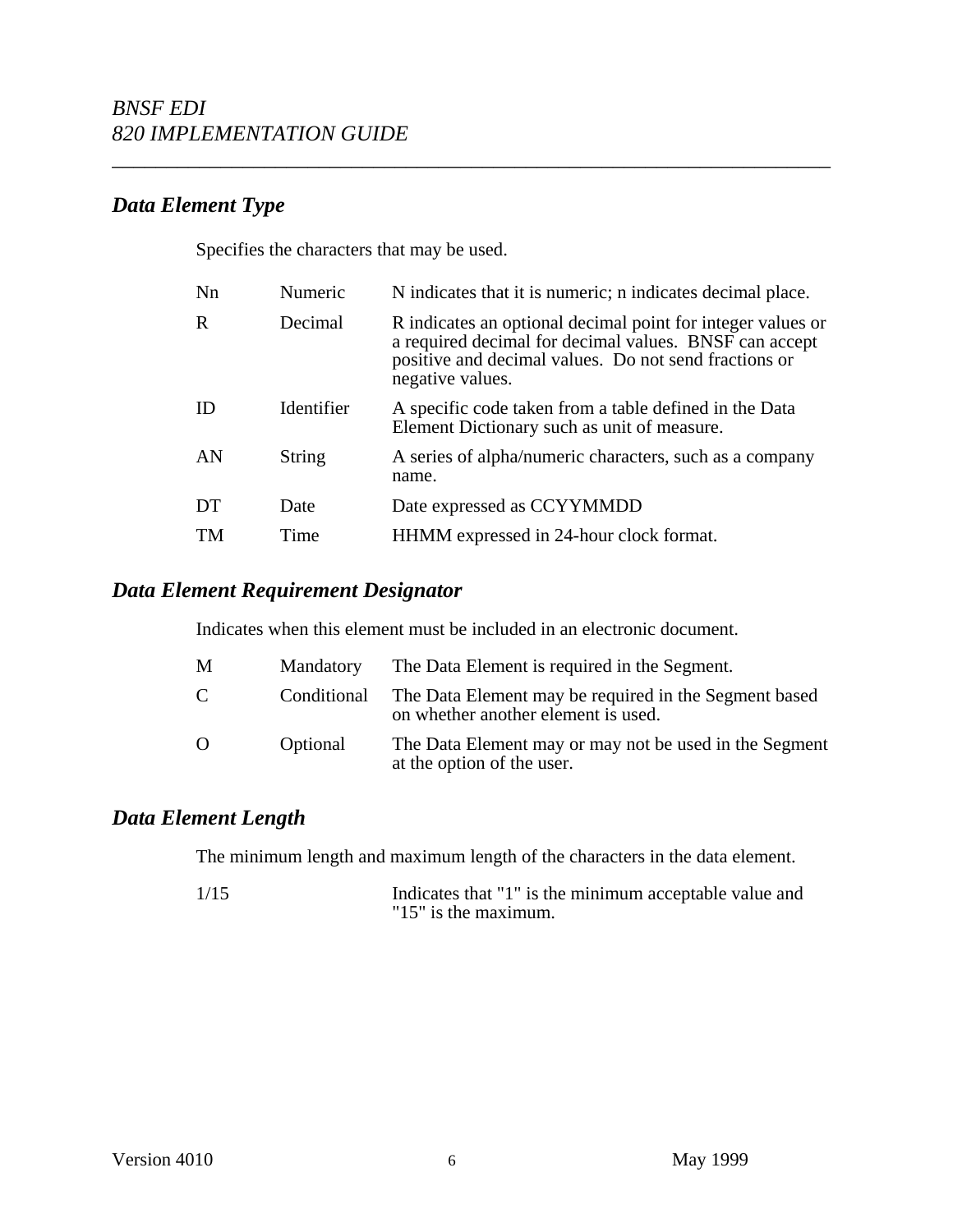## Data Element Type

Specifies the characters that may be used.

| | | |
|---|---|---|
| Nn | Numeric | N indicates that it is numeric; n indicates decimal place. |
| R | Decimal | R indicates an optional decimal point for integer values or a required decimal for decimal values. BNSF can accept positive and decimal values. Do not send fractions or negative values. |
| ID | Identifier | A specific code taken from a table defined in the Data Element Dictionary such as unit of measure. |
| AN | String | A series of alpha/numeric characters, such as a company name. |
| DT | Date | Date expressed as CCYYMMDD |
| TM | Time | HHMM expressed in 24-hour clock format. |

## Data Element Requirement Designator

Indicates when this element must be included in an electronic document.

| | | |
|---|---|---|
| M | Mandatory | The Data Element is required in the Segment. |
| C | Conditional | The Data Element may be required in the Segment based on whether another element is used. |
| O | Optional | The Data Element may or may not be used in the Segment at the option of the user. |

## Data Element Length

The minimum length and maximum length of the characters in the data element.

| | |
|---|---|
| 1/15 | Indicates that "1" is the minimum acceptable value and "15" is the maximum. |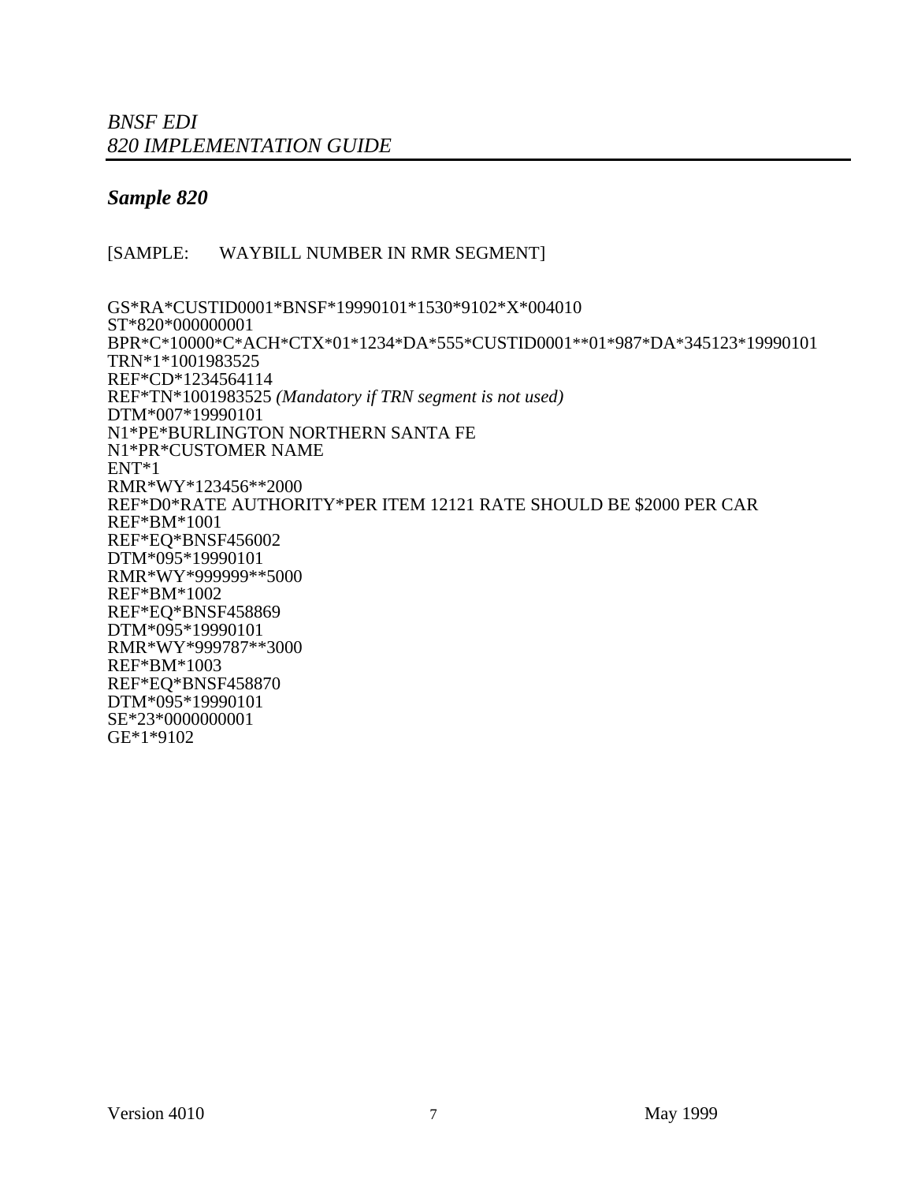## *Sample 820*

[SAMPLE:  WAYBILL NUMBER IN RMR SEGMENT]

```
GS*RA*CUSTID0001*BNSF*19990101*1530*9102*X*004010
ST*820*000000001
BPR*C*10000*C*ACH*CTX*01*1234*DA*555*CUSTID0001**01*987*DA*345123*19990101
TRN*1*1001983525
REF*CD*1234564114
REF*TN*1001983525 (Mandatory if TRN segment is not used)
DTM*007*19990101
N1*PE*BURLINGTON NORTHERN SANTA FE
N1*PR*CUSTOMER NAME
ENT*1
RMR*WY*123456**2000
REF*D0*RATE AUTHORITY*PER ITEM 12121 RATE SHOULD BE $2000 PER CAR
REF*BM*1001
REF*EQ*BNSF456002
DTM*095*19990101
RMR*WY*999999**5000
REF*BM*1002
REF*EQ*BNSF458869
DTM*095*19990101
RMR*WY*999787**3000
REF*BM*1003
REF*EQ*BNSF458870
DTM*095*19990101
SE*23*0000000001
GE*1*9102
```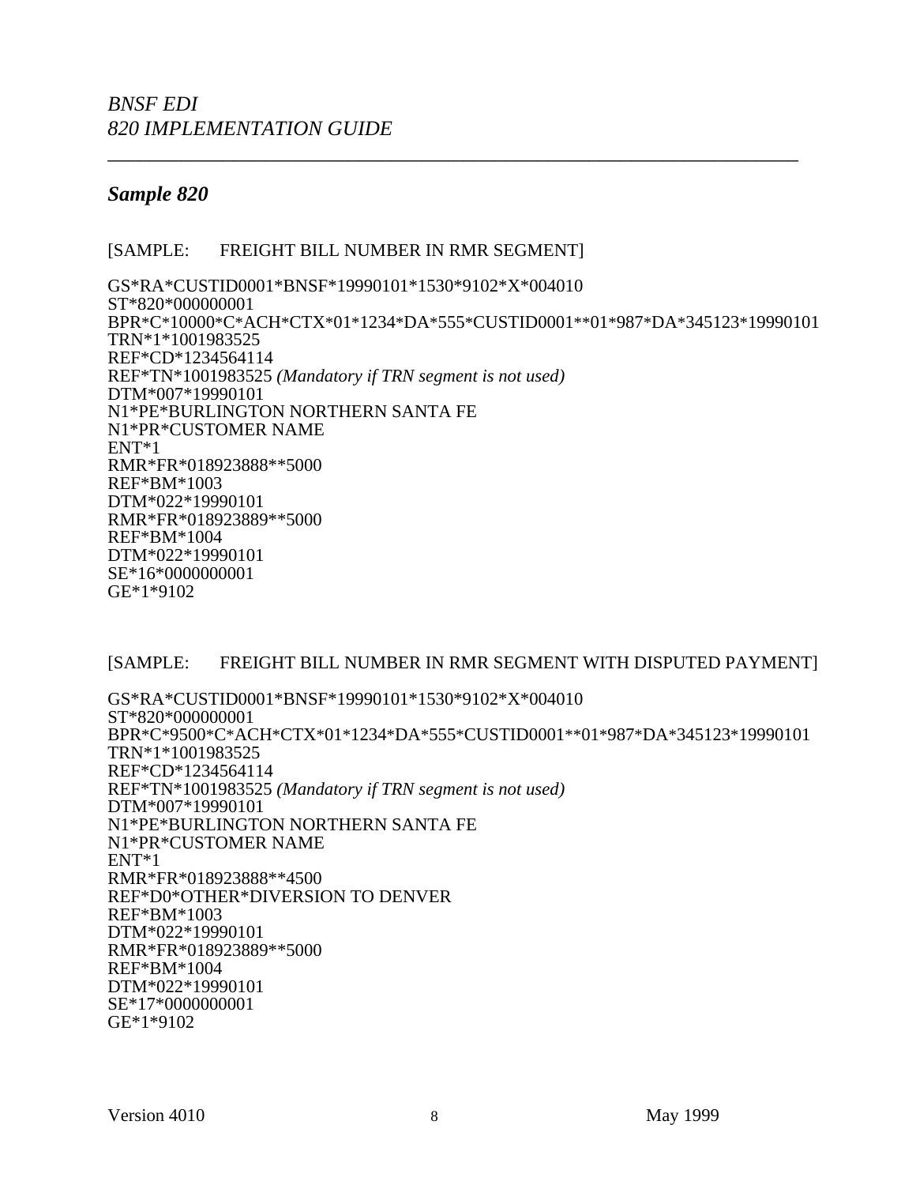## *Sample 820*

[SAMPLE: FREIGHT BILL NUMBER IN RMR SEGMENT]

GS*RA*CUSTID0001*BNSF*19990101*1530*9102*X*004010
ST*820*000000001
BPR*C*10000*C*ACH*CTX*01*1234*DA*555*CUSTID0001**01*987*DA*345123*19990101
TRN*1*1001983525
REF*CD*1234564114
REF*TN*1001983525 *(Mandatory if TRN segment is not used)*
DTM*007*19990101
N1*PE*BURLINGTON NORTHERN SANTA FE
N1*PR*CUSTOMER NAME
ENT*1
RMR*FR*018923888**5000
REF*BM*1003
DTM*022*19990101
RMR*FR*018923889**5000
REF*BM*1004
DTM*022*19990101
SE*16*0000000001
GE*1*9102

[SAMPLE: FREIGHT BILL NUMBER IN RMR SEGMENT WITH DISPUTED PAYMENT]

GS*RA*CUSTID0001*BNSF*19990101*1530*9102*X*004010
ST*820*000000001
BPR*C*9500*C*ACH*CTX*01*1234*DA*555*CUSTID0001**01*987*DA*345123*19990101
TRN*1*1001983525
REF*CD*1234564114
REF*TN*1001983525 *(Mandatory if TRN segment is not used)*
DTM*007*19990101
N1*PE*BURLINGTON NORTHERN SANTA FE
N1*PR*CUSTOMER NAME
ENT*1
RMR*FR*018923888**4500
REF*D0*OTHER*DIVERSION TO DENVER
REF*BM*1003
DTM*022*19990101
RMR*FR*018923889**5000
REF*BM*1004
DTM*022*19990101
SE*17*0000000001
GE*1*9102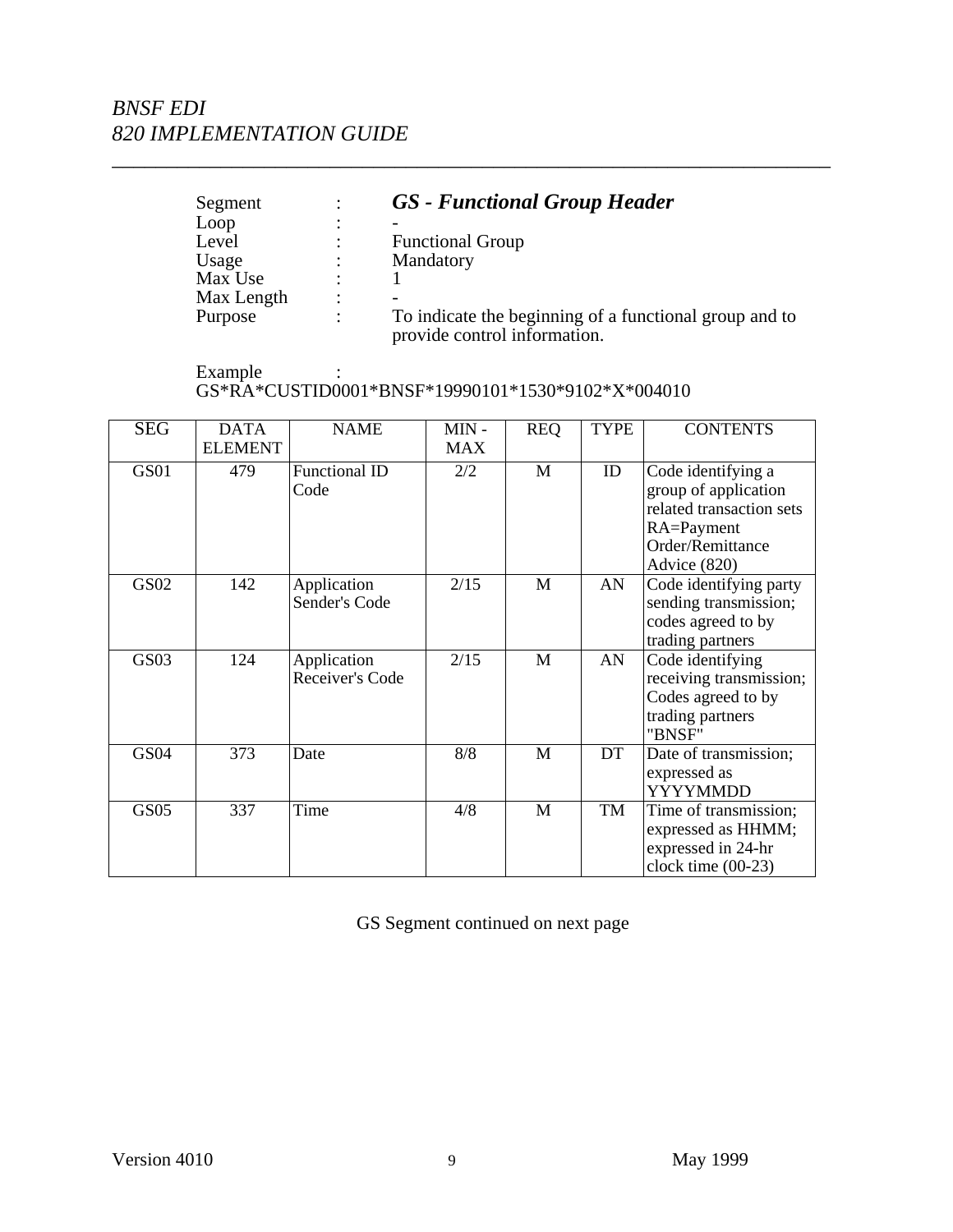| Segment | : | ***GS - Functional Group Header*** |
|---|---|---|
| Loop | : | - |
| Level | : | Functional Group |
| Usage | : | Mandatory |
| Max Use | : | 1 |
| Max Length | : | - |
| Purpose | : | To indicate the beginning of a functional group and to provide control information. |

Example :
GS*RA*CUSTID0001*BNSF*19990101*1530*9102*X*004010

| SEG | DATA ELEMENT | NAME | MIN - MAX | REQ | TYPE | CONTENTS |
|---|---|---|---|---|---|---|
| GS01 | 479 | Functional ID Code | 2/2 | M | ID | Code identifying a group of application related transaction sets RA=Payment Order/Remittance Advice (820) |
| GS02 | 142 | Application Sender's Code | 2/15 | M | AN | Code identifying party sending transmission; codes agreed to by trading partners |
| GS03 | 124 | Application Receiver's Code | 2/15 | M | AN | Code identifying receiving transmission; Codes agreed to by trading partners "BNSF" |
| GS04 | 373 | Date | 8/8 | M | DT | Date of transmission; expressed as YYYYMMDD |
| GS05 | 337 | Time | 4/8 | M | TM | Time of transmission; expressed as HHMM; expressed in 24-hr clock time (00-23) |

GS Segment continued on next page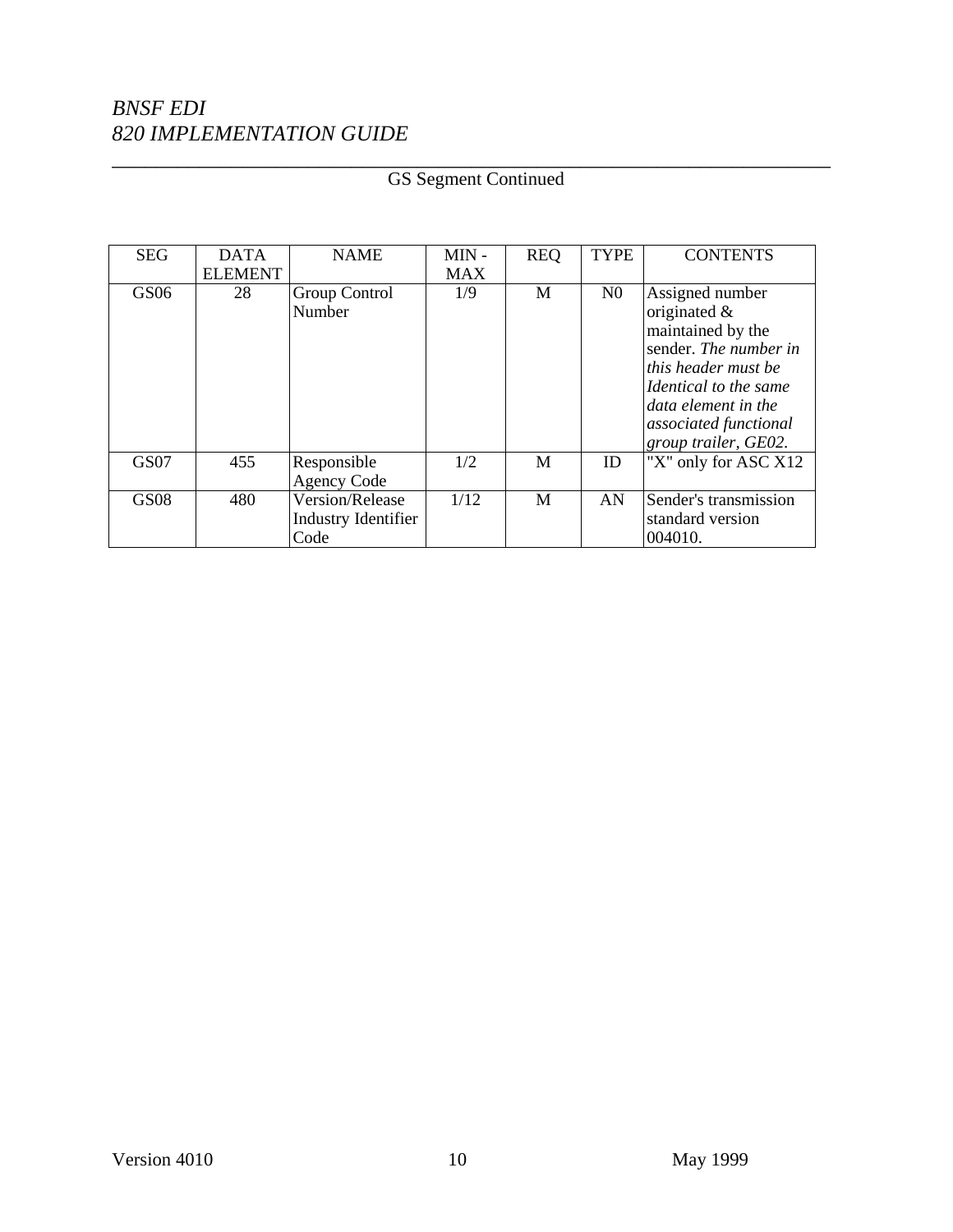GS Segment Continued

| SEG | DATA ELEMENT | NAME | MIN - MAX | REQ | TYPE | CONTENTS |
|---|---|---|---|---|---|---|
| GS06 | 28 | Group Control Number | 1/9 | M | N0 | Assigned number originated & maintained by the sender. *The number in this header must be Identical to the same data element in the associated functional group trailer, GE02.* |
| GS07 | 455 | Responsible Agency Code | 1/2 | M | ID | "X" only for ASC X12 |
| GS08 | 480 | Version/Release Industry Identifier Code | 1/12 | M | AN | Sender's transmission standard version 004010. |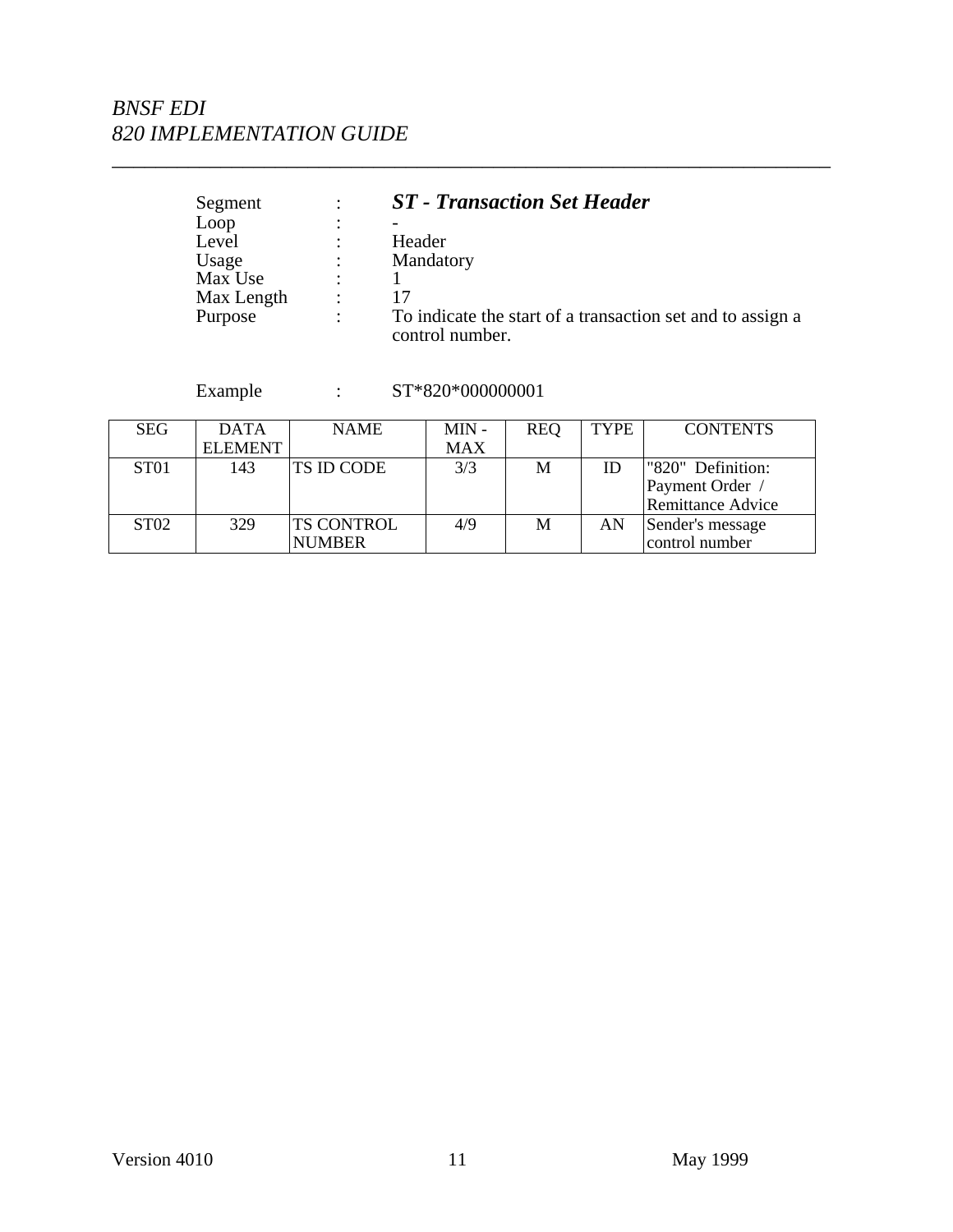| | | |
|---|---|---|
| Segment | : | ***ST - Transaction Set Header*** |
| Loop | : | - |
| Level | : | Header |
| Usage | : | Mandatory |
| Max Use | : | 1 |
| Max Length | : | 17 |
| Purpose | : | To indicate the start of a transaction set and to assign a control number. |

Example : ST*820*000000001

| SEG | DATA ELEMENT | NAME | MIN - MAX | REQ | TYPE | CONTENTS |
|---|---|---|---|---|---|---|
| ST01 | 143 | TS ID CODE | 3/3 | M | ID | "820" Definition: Payment Order / Remittance Advice |
| ST02 | 329 | TS CONTROL NUMBER | 4/9 | M | AN | Sender's message control number |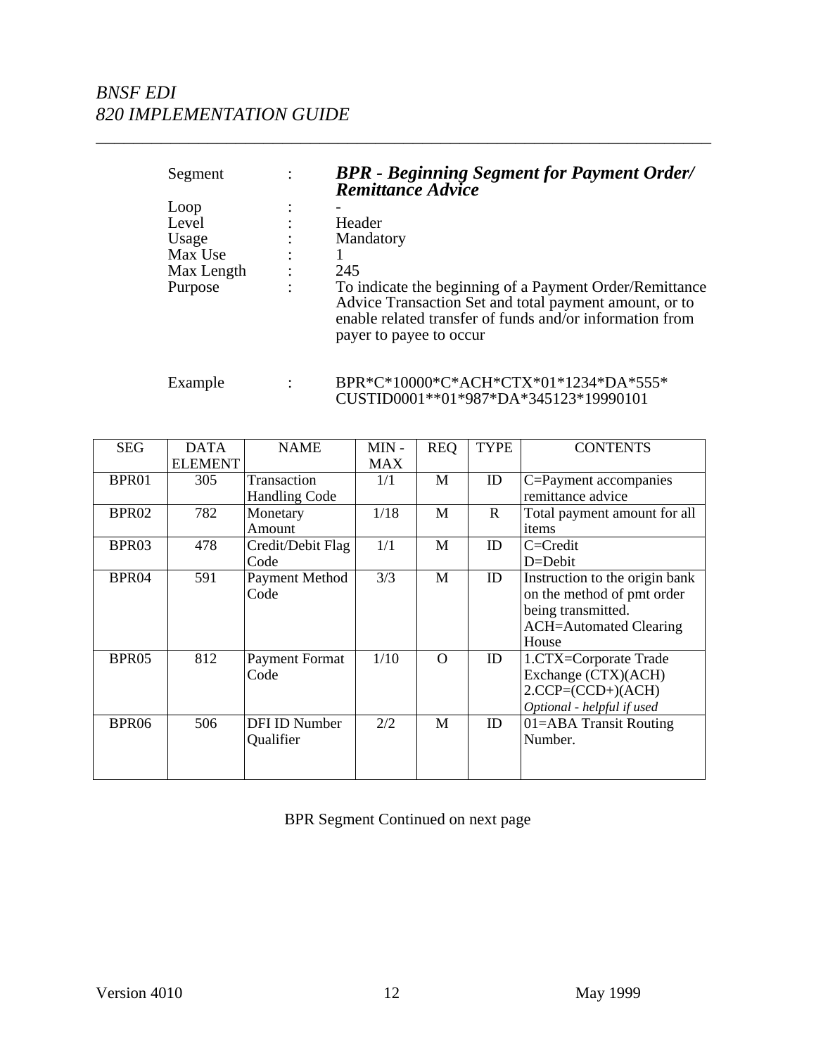| | | |
|---|---|---|
| Segment | : | ***BPR - Beginning Segment for Payment Order/ Remittance Advice*** |
| Loop | : | - |
| Level | : | Header |
| Usage | : | Mandatory |
| Max Use | : | 1 |
| Max Length | : | 245 |
| Purpose | : | To indicate the beginning of a Payment Order/Remittance Advice Transaction Set and total payment amount, or to enable related transfer of funds and/or information from payer to payee to occur |
| Example | : | BPR*C*10000*C*ACH*CTX*01*1234*DA*555* CUSTID0001**01*987*DA*345123*19990101 |

| SEG | DATA ELEMENT | NAME | MIN - MAX | REQ | TYPE | CONTENTS |
|---|---|---|---|---|---|---|
| BPR01 | 305 | Transaction Handling Code | 1/1 | M | ID | C=Payment accompanies remittance advice |
| BPR02 | 782 | Monetary Amount | 1/18 | M | R | Total payment amount for all items |
| BPR03 | 478 | Credit/Debit Flag Code | 1/1 | M | ID | C=Credit<br>D=Debit |
| BPR04 | 591 | Payment Method Code | 3/3 | M | ID | Instruction to the origin bank on the method of pmt order being transmitted.<br>ACH=Automated Clearing House |
| BPR05 | 812 | Payment Format Code | 1/10 | O | ID | 1.CTX=Corporate Trade Exchange (CTX)(ACH)<br>2.CCP=(CCD+)(ACH)<br>*Optional - helpful if used* |
| BPR06 | 506 | DFI ID Number Qualifier | 2/2 | M | ID | 01=ABA Transit Routing Number. |

BPR Segment Continued on next page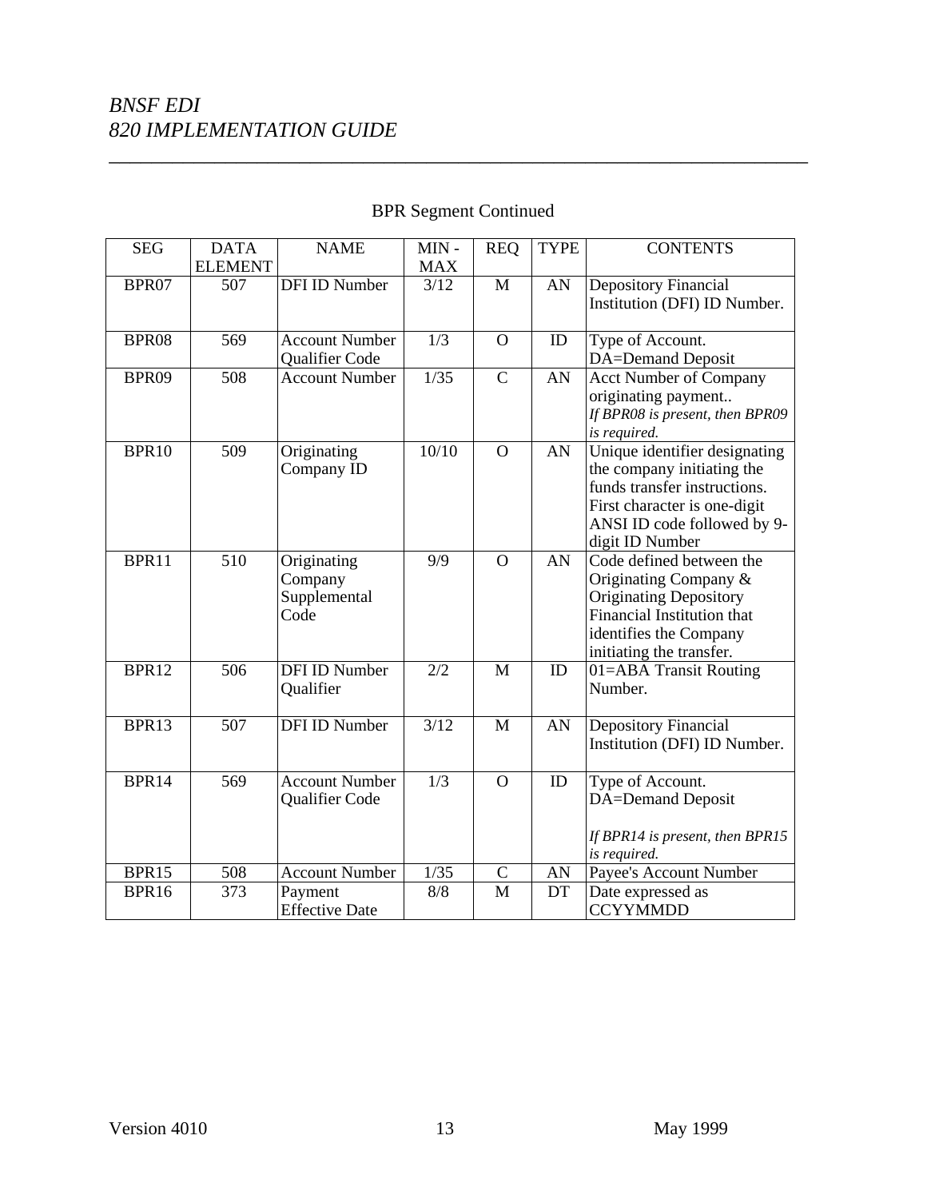BPR Segment Continued

| SEG | DATA ELEMENT | NAME | MIN - MAX | REQ | TYPE | CONTENTS |
|---|---|---|---|---|---|---|
| BPR07 | 507 | DFI ID Number | 3/12 | M | AN | Depository Financial Institution (DFI) ID Number. |
| BPR08 | 569 | Account Number Qualifier Code | 1/3 | O | ID | Type of Account.<br>DA=Demand Deposit |
| BPR09 | 508 | Account Number | 1/35 | C | AN | Acct Number of Company originating payment..<br>*If BPR08 is present, then BPR09 is required.* |
| BPR10 | 509 | Originating Company ID | 10/10 | O | AN | Unique identifier designating the company initiating the funds transfer instructions. First character is one-digit ANSI ID code followed by 9-digit ID Number |
| BPR11 | 510 | Originating Company Supplemental Code | 9/9 | O | AN | Code defined between the Originating Company & Originating Depository Financial Institution that identifies the Company initiating the transfer. |
| BPR12 | 506 | DFI ID Number Qualifier | 2/2 | M | ID | 01=ABA Transit Routing Number. |
| BPR13 | 507 | DFI ID Number | 3/12 | M | AN | Depository Financial Institution (DFI) ID Number. |
| BPR14 | 569 | Account Number Qualifier Code | 1/3 | O | ID | Type of Account.<br>DA=Demand Deposit<br><br>*If BPR14 is present, then BPR15 is required.* |
| BPR15 | 508 | Account Number | 1/35 | C | AN | Payee's Account Number |
| BPR16 | 373 | Payment Effective Date | 8/8 | M | DT | Date expressed as CCYYMMDD |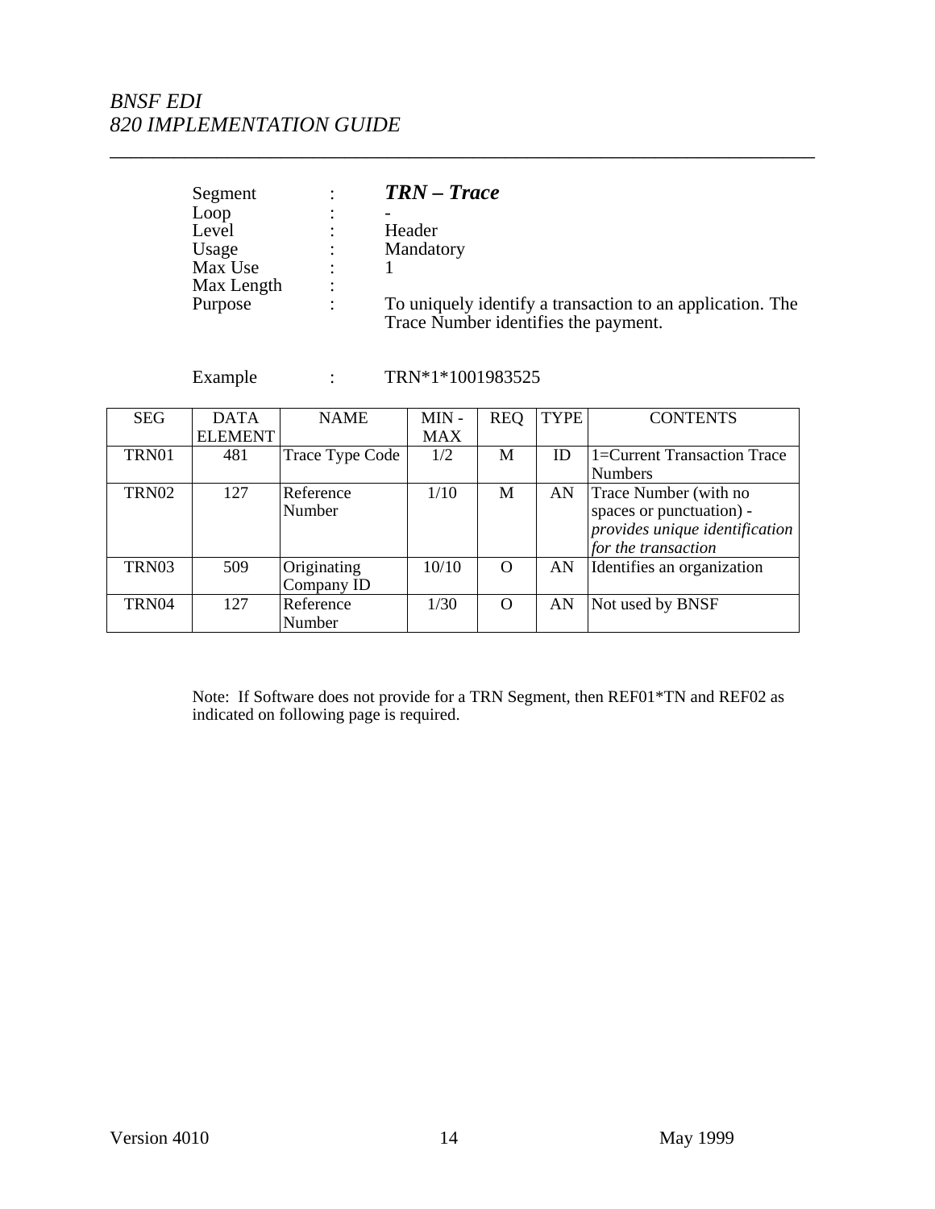| | | |
|---|---|---|
| Segment | : | ***TRN – Trace*** |
| Loop | : | - |
| Level | : | Header |
| Usage | : | Mandatory |
| Max Use | : | 1 |
| Max Length | : | |
| Purpose | : | To uniquely identify a transaction to an application. The Trace Number identifies the payment. |

| | | |
|---|---|---|
| Example | : | TRN*1*1001983525 |

| SEG | DATA ELEMENT | NAME | MIN - MAX | REQ | TYPE | CONTENTS |
|---|---|---|---|---|---|---|
| TRN01 | 481 | Trace Type Code | 1/2 | M | ID | 1=Current Transaction Trace Numbers |
| TRN02 | 127 | Reference Number | 1/10 | M | AN | Trace Number (with no spaces or punctuation) - *provides unique identification for the transaction* |
| TRN03 | 509 | Originating Company ID | 10/10 | O | AN | Identifies an organization |
| TRN04 | 127 | Reference Number | 1/30 | O | AN | Not used by BNSF |

Note: If Software does not provide for a TRN Segment, then REF01*TN and REF02 as indicated on following page is required.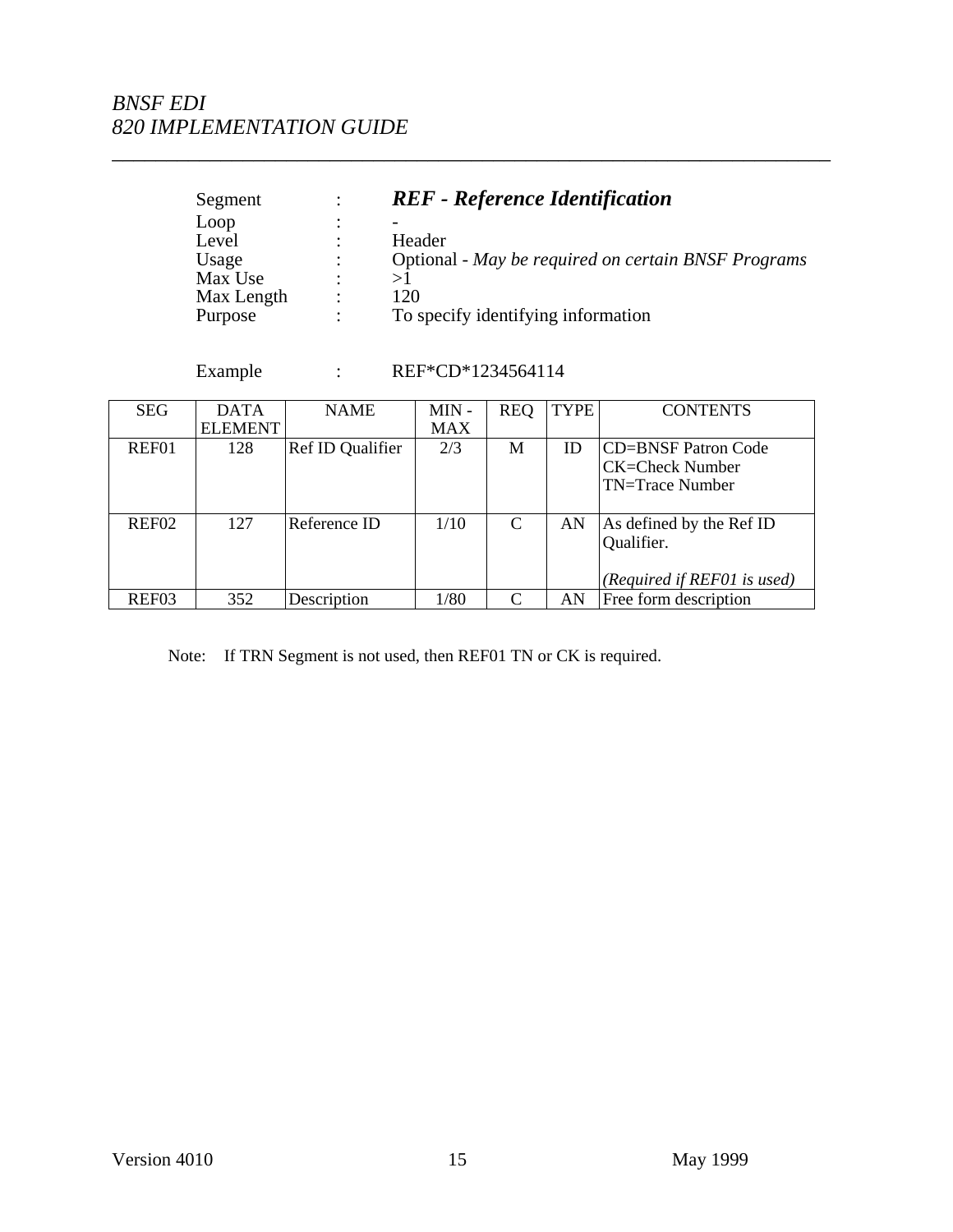Segment : ***REF - Reference Identification***

Loop : -

Level : Header

Usage : Optional - *May be required on certain BNSF Programs*

Max Use : >1

Max Length : 120

Purpose : To specify identifying information

Example : REF*CD*1234564114

| SEG | DATA ELEMENT | NAME | MIN - MAX | REQ | TYPE | CONTENTS |
|---|---|---|---|---|---|---|
| REF01 | 128 | Ref ID Qualifier | 2/3 | M | ID | CD=BNSF Patron Code<br>CK=Check Number<br>TN=Trace Number |
| REF02 | 127 | Reference ID | 1/10 | C | AN | As defined by the Ref ID Qualifier.<br><br>*(Required if REF01 is used)* |
| REF03 | 352 | Description | 1/80 | C | AN | Free form description |

Note: If TRN Segment is not used, then REF01 TN or CK is required.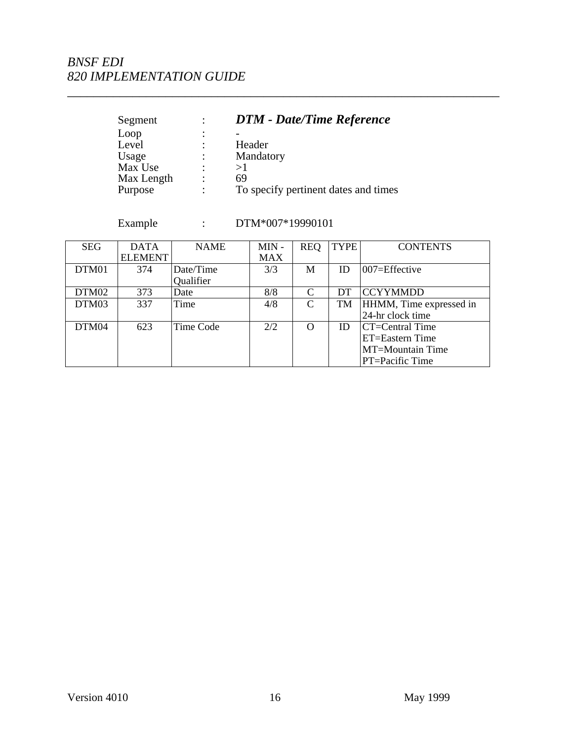| | | |
|---|---|---|
| Segment | : | ***DTM - Date/Time Reference*** |
| Loop | : | - |
| Level | : | Header |
| Usage | : | Mandatory |
| Max Use | : | >1 |
| Max Length | : | 69 |
| Purpose | : | To specify pertinent dates and times |

Example : DTM*007*19990101

| SEG | DATA ELEMENT | NAME | MIN - MAX | REQ | TYPE | CONTENTS |
|---|---|---|---|---|---|---|
| DTM01 | 374 | Date/Time Qualifier | 3/3 | M | ID | 007=Effective |
| DTM02 | 373 | Date | 8/8 | C | DT | CCYYMMDD |
| DTM03 | 337 | Time | 4/8 | C | TM | HHMM, Time expressed in 24-hr clock time |
| DTM04 | 623 | Time Code | 2/2 | O | ID | CT=Central Time<br>ET=Eastern Time<br>MT=Mountain Time<br>PT=Pacific Time |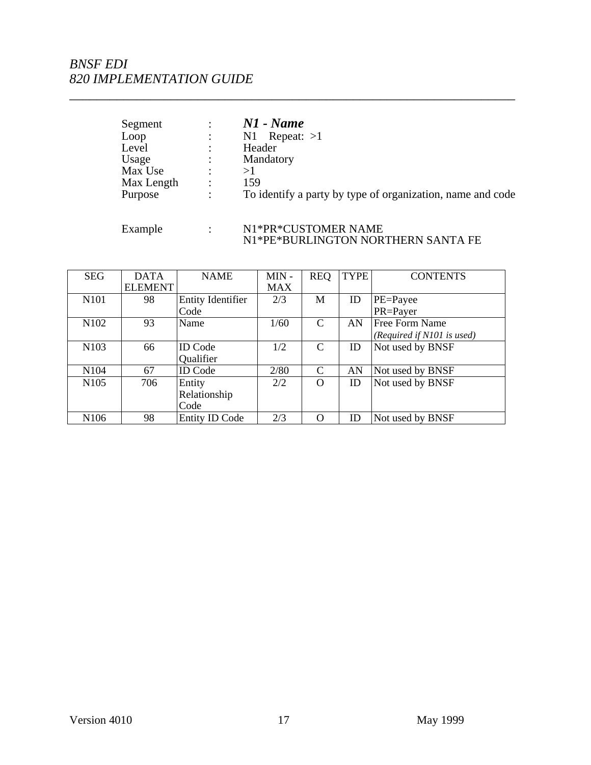| | | |
|---|---|---|
| Segment | : | ***N1 - Name*** |
| Loop | : | N1 Repeat: >1 |
| Level | : | Header |
| Usage | : | Mandatory |
| Max Use | : | >1 |
| Max Length | : | 159 |
| Purpose | : | To identify a party by type of organization, name and code |
| Example | : | N1*PR*CUSTOMER NAME<br>N1*PE*BURLINGTON NORTHERN SANTA FE |

| SEG | DATA ELEMENT | NAME | MIN - MAX | REQ | TYPE | CONTENTS |
|---|---|---|---|---|---|---|
| N101 | 98 | Entity Identifier Code | 2/3 | M | ID | PE=Payee<br>PR=Payer |
| N102 | 93 | Name | 1/60 | C | AN | Free Form Name<br>*(Required if N101 is used)* |
| N103 | 66 | ID Code Qualifier | 1/2 | C | ID | Not used by BNSF |
| N104 | 67 | ID Code | 2/80 | C | AN | Not used by BNSF |
| N105 | 706 | Entity Relationship Code | 2/2 | O | ID | Not used by BNSF |
| N106 | 98 | Entity ID Code | 2/3 | O | ID | Not used by BNSF |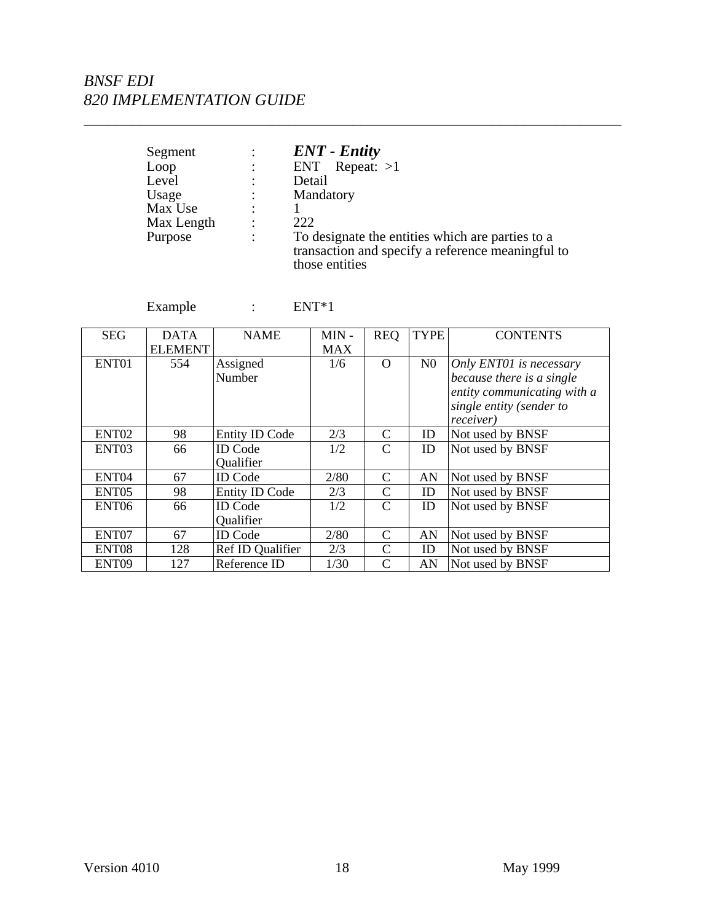Segment : ***ENT - Entity***
Loop : ENT Repeat: >1
Level : Detail
Usage : Mandatory
Max Use : 1
Max Length : 222
Purpose : To designate the entities which are parties to a transaction and specify a reference meaningful to those entities

Example : ENT*1

| SEG | DATA ELEMENT | NAME | MIN - MAX | REQ | TYPE | CONTENTS |
|---|---|---|---|---|---|---|
| ENT01 | 554 | Assigned Number | 1/6 | O | N0 | *Only ENT01 is necessary because there is a single entity communicating with a single entity (sender to receiver)* |
| ENT02 | 98 | Entity ID Code | 2/3 | C | ID | Not used by BNSF |
| ENT03 | 66 | ID Code Qualifier | 1/2 | C | ID | Not used by BNSF |
| ENT04 | 67 | ID Code | 2/80 | C | AN | Not used by BNSF |
| ENT05 | 98 | Entity ID Code | 2/3 | C | ID | Not used by BNSF |
| ENT06 | 66 | ID Code Qualifier | 1/2 | C | ID | Not used by BNSF |
| ENT07 | 67 | ID Code | 2/80 | C | AN | Not used by BNSF |
| ENT08 | 128 | Ref ID Qualifier | 2/3 | C | ID | Not used by BNSF |
| ENT09 | 127 | Reference ID | 1/30 | C | AN | Not used by BNSF |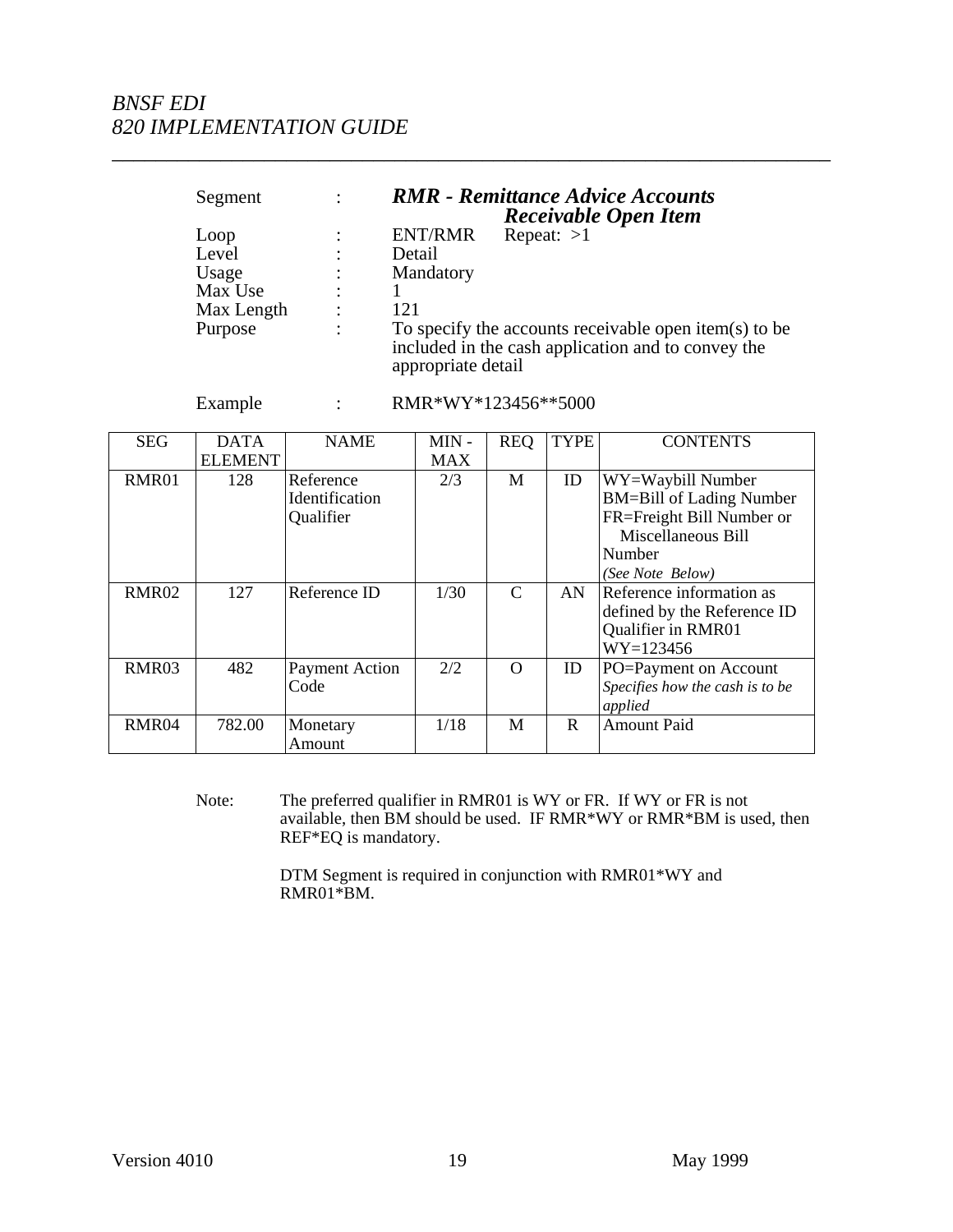| | | |
|---|---|---|
| Segment | : | ***RMR - Remittance Advice Accounts Receivable Open Item*** |
| Loop | : | ENT/RMR Repeat: >1 |
| Level | : | Detail |
| Usage | : | Mandatory |
| Max Use | : | 1 |
| Max Length | : | 121 |
| Purpose | : | To specify the accounts receivable open item(s) to be included in the cash application and to convey the appropriate detail |
| Example | : | RMR*WY*123456**5000 |

| SEG | DATA ELEMENT | NAME | MIN - MAX | REQ | TYPE | CONTENTS |
|---|---|---|---|---|---|---|
| RMR01 | 128 | Reference Identification Qualifier | 2/3 | M | ID | WY=Waybill Number<br>BM=Bill of Lading Number<br>FR=Freight Bill Number or Miscellaneous Bill Number<br>*(See Note Below)* |
| RMR02 | 127 | Reference ID | 1/30 | C | AN | Reference information as defined by the Reference ID Qualifier in RMR01<br>WY=123456 |
| RMR03 | 482 | Payment Action Code | 2/2 | O | ID | PO=Payment on Account<br>*Specifies how the cash is to be applied* |
| RMR04 | 782.00 | Monetary Amount | 1/18 | M | R | Amount Paid |

Note: The preferred qualifier in RMR01 is WY or FR. If WY or FR is not available, then BM should be used. IF RMR*WY or RMR*BM is used, then REF*EQ is mandatory.

DTM Segment is required in conjunction with RMR01*WY and RMR01*BM.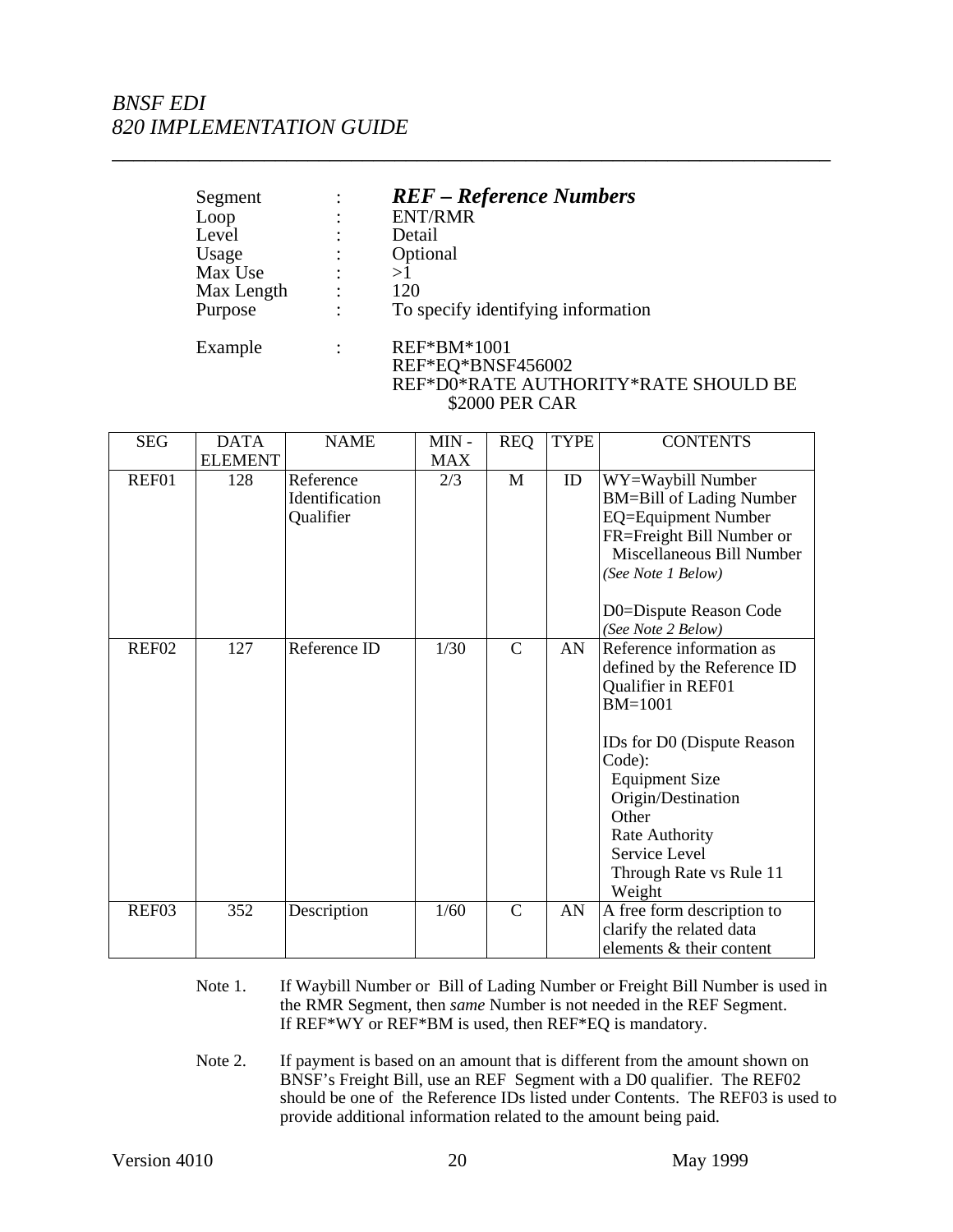| | | |
|---|---|---|
| Segment | : | ***REF – Reference Numbers*** |
| Loop | : | ENT/RMR |
| Level | : | Detail |
| Usage | : | Optional |
| Max Use | : | >1 |
| Max Length | : | 120 |
| Purpose | : | To specify identifying information |
| Example | : | REF*BM*1001<br>REF*EQ*BNSF456002<br>REF*D0*RATE AUTHORITY*RATE SHOULD BE $2000 PER CAR |

| SEG | DATA ELEMENT | NAME | MIN - MAX | REQ | TYPE | CONTENTS |
|---|---|---|---|---|---|---|
| REF01 | 128 | Reference Identification Qualifier | 2/3 | M | ID | WY=Waybill Number<br>BM=Bill of Lading Number<br>EQ=Equipment Number<br>FR=Freight Bill Number or Miscellaneous Bill Number<br>*(See Note 1 Below)*<br><br>D0=Dispute Reason Code<br>*(See Note 2 Below)* |
| REF02 | 127 | Reference ID | 1/30 | C | AN | Reference information as defined by the Reference ID Qualifier in REF01<br>BM=1001<br><br>IDs for D0 (Dispute Reason Code):<br>Equipment Size<br>Origin/Destination<br>Other<br>Rate Authority<br>Service Level<br>Through Rate vs Rule 11<br>Weight |
| REF03 | 352 | Description | 1/60 | C | AN | A free form description to clarify the related data elements & their content |

Note 1. If Waybill Number or Bill of Lading Number or Freight Bill Number is used in the RMR Segment, then *same* Number is not needed in the REF Segment. If REF*WY or REF*BM is used, then REF*EQ is mandatory.

Note 2. If payment is based on an amount that is different from the amount shown on BNSF's Freight Bill, use an REF Segment with a D0 qualifier. The REF02 should be one of the Reference IDs listed under Contents. The REF03 is used to provide additional information related to the amount being paid.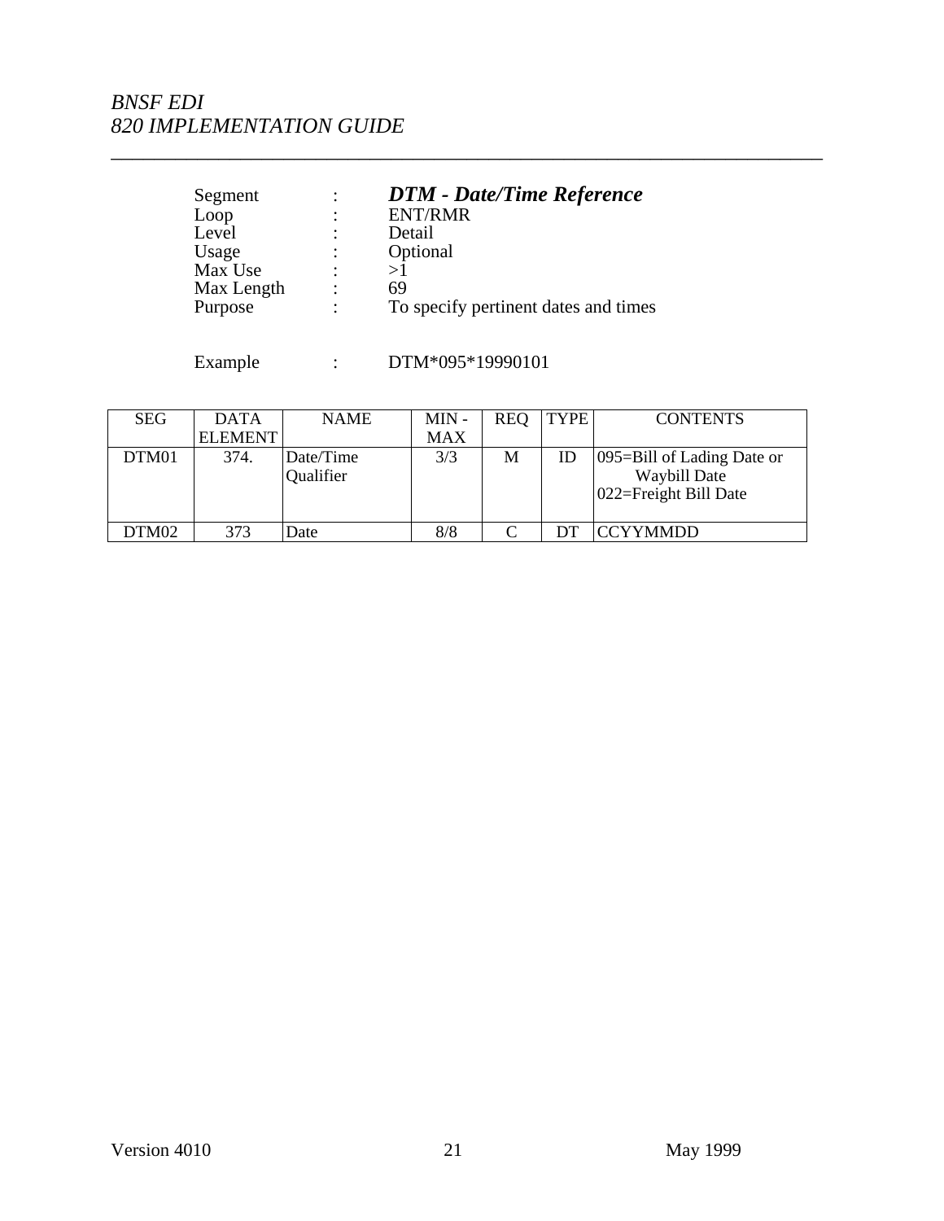| | | |
|---|---|---|
| Segment | : | ***DTM - Date/Time Reference*** |
| Loop | : | ENT/RMR |
| Level | : | Detail |
| Usage | : | Optional |
| Max Use | : | >1 |
| Max Length | : | 69 |
| Purpose | : | To specify pertinent dates and times |
| | | |
| Example | : | DTM*095*19990101 |

| SEG | DATA ELEMENT | NAME | MIN - MAX | REQ | TYPE | CONTENTS |
|---|---|---|---|---|---|---|
| DTM01 | 374. | Date/Time Qualifier | 3/3 | M | ID | 095=Bill of Lading Date or Waybill Date<br>022=Freight Bill Date |
| DTM02 | 373 | Date | 8/8 | C | DT | CCYYMMDD |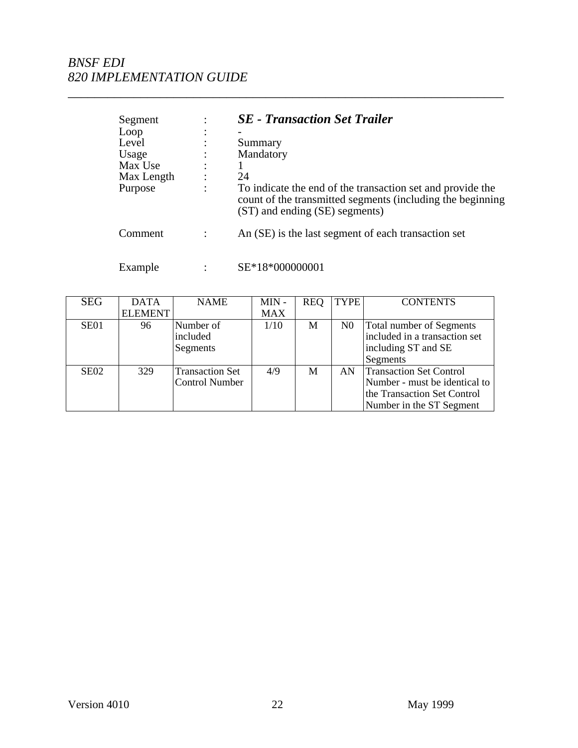| | | |
|---|---|---|
| Segment | : | ***SE - Transaction Set Trailer*** |
| Loop | : | - |
| Level | : | Summary |
| Usage | : | Mandatory |
| Max Use | : | 1 |
| Max Length | : | 24 |
| Purpose | : | To indicate the end of the transaction set and provide the count of the transmitted segments (including the beginning (ST) and ending (SE) segments) |
| Comment | : | An (SE) is the last segment of each transaction set |
| Example | : | SE*18*000000001 |

| SEG | DATA ELEMENT | NAME | MIN - MAX | REQ | TYPE | CONTENTS |
|---|---|---|---|---|---|---|
| SE01 | 96 | Number of included Segments | 1/10 | M | N0 | Total number of Segments included in a transaction set including ST and SE Segments |
| SE02 | 329 | Transaction Set Control Number | 4/9 | M | AN | Transaction Set Control Number - must be identical to the Transaction Set Control Number in the ST Segment |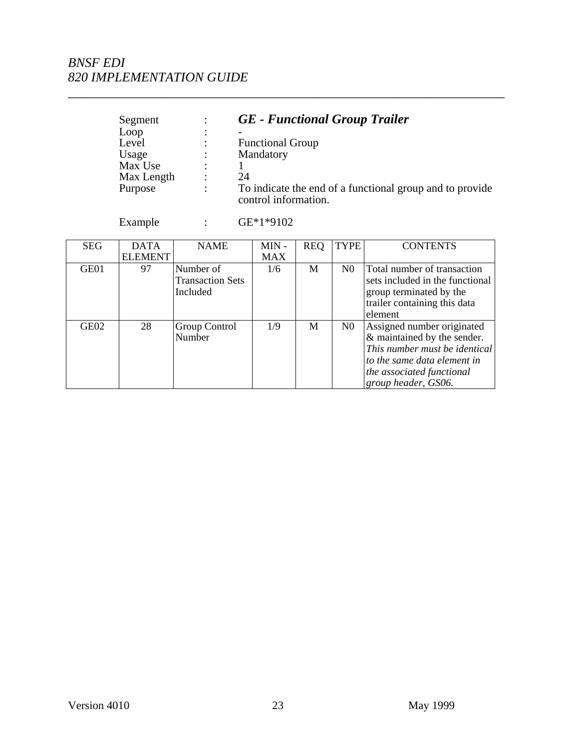| | | |
|---|---|---|
| Segment | : | ***GE - Functional Group Trailer*** |
| Loop | : | - |
| Level | : | Functional Group |
| Usage | : | Mandatory |
| Max Use | : | 1 |
| Max Length | : | 24 |
| Purpose | : | To indicate the end of a functional group and to provide control information. |
| Example | : | GE*1*9102 |

| SEG | DATA ELEMENT | NAME | MIN - MAX | REQ | TYPE | CONTENTS |
|---|---|---|---|---|---|---|
| GE01 | 97 | Number of Transaction Sets Included | 1/6 | M | N0 | Total number of transaction sets included in the functional group terminated by the trailer containing this data element |
| GE02 | 28 | Group Control Number | 1/9 | M | N0 | Assigned number originated & maintained by the sender. *This number must be identical to the same data element in the associated functional group header, GS06.* |